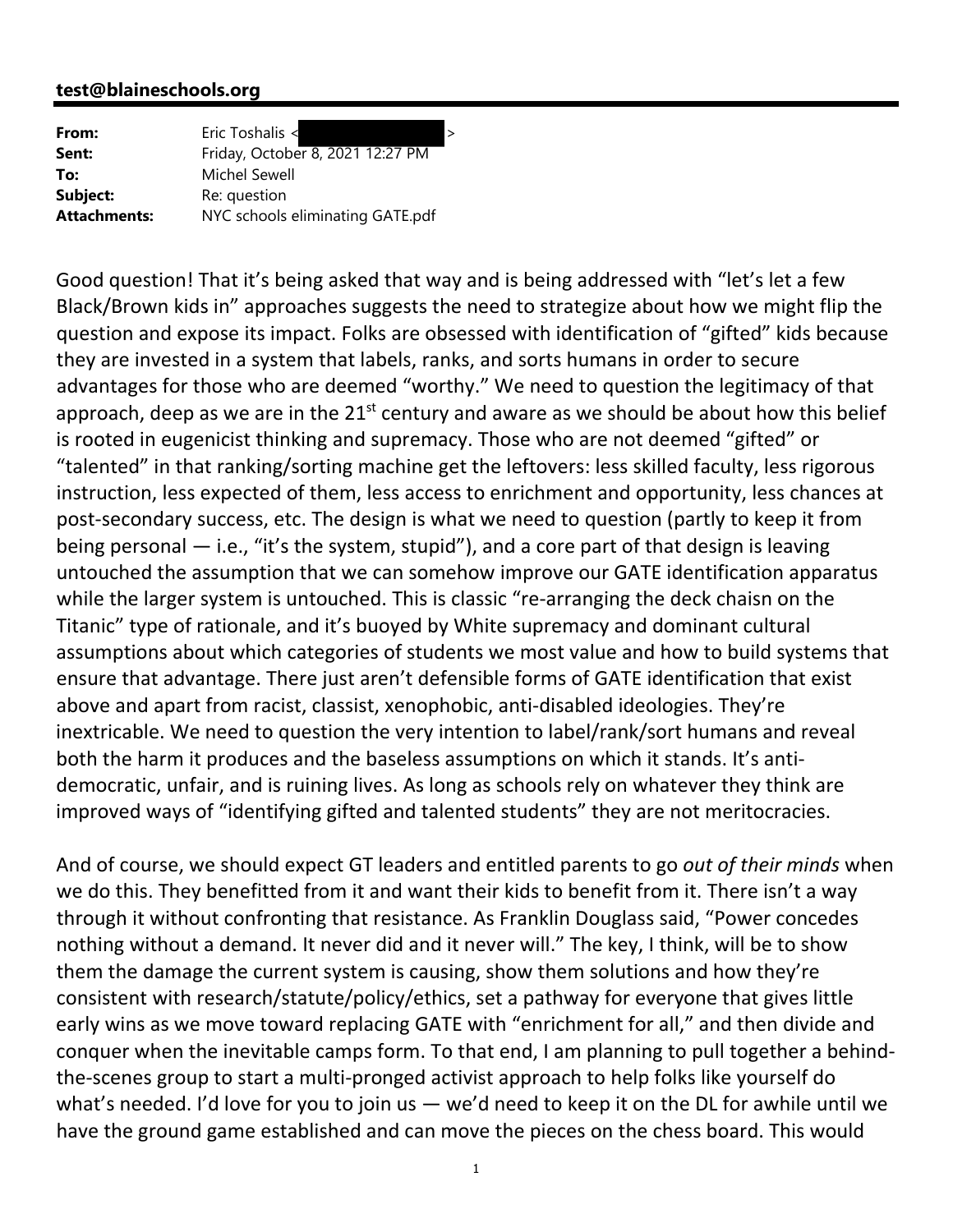**test@blaineschools.org**

| | |
|---|---|
| **From:** | Eric Toshalis < > |
| **Sent:** | Friday, October 8, 2021 12:27 PM |
| **To:** | Michel Sewell |
| **Subject:** | Re: question |
| **Attachments:** | NYC schools eliminating GATE.pdf |

Good question! That it's being asked that way and is being addressed with "let's let a few Black/Brown kids in" approaches suggests the need to strategize about how we might flip the question and expose its impact. Folks are obsessed with identification of "gifted" kids because they are invested in a system that labels, ranks, and sorts humans in order to secure advantages for those who are deemed "worthy." We need to question the legitimacy of that approach, deep as we are in the 21st century and aware as we should be about how this belief is rooted in eugenicist thinking and supremacy. Those who are not deemed "gifted" or "talented" in that ranking/sorting machine get the leftovers: less skilled faculty, less rigorous instruction, less expected of them, less access to enrichment and opportunity, less chances at post-secondary success, etc. The design is what we need to question (partly to keep it from being personal — i.e., "it's the system, stupid"), and a core part of that design is leaving untouched the assumption that we can somehow improve our GATE identification apparatus while the larger system is untouched. This is classic "re-arranging the deck chaisn on the Titanic" type of rationale, and it's buoyed by White supremacy and dominant cultural assumptions about which categories of students we most value and how to build systems that ensure that advantage. There just aren't defensible forms of GATE identification that exist above and apart from racist, classist, xenophobic, anti-disabled ideologies. They're inextricable. We need to question the very intention to label/rank/sort humans and reveal both the harm it produces and the baseless assumptions on which it stands. It's anti-democratic, unfair, and is ruining lives. As long as schools rely on whatever they think are improved ways of "identifying gifted and talented students" they are not meritocracies.

And of course, we should expect GT leaders and entitled parents to go *out of their minds* when we do this. They benefitted from it and want their kids to benefit from it. There isn't a way through it without confronting that resistance. As Franklin Douglass said, "Power concedes nothing without a demand. It never did and it never will." The key, I think, will be to show them the damage the current system is causing, show them solutions and how they're consistent with research/statute/policy/ethics, set a pathway for everyone that gives little early wins as we move toward replacing GATE with "enrichment for all," and then divide and conquer when the inevitable camps form. To that end, I am planning to pull together a behind-the-scenes group to start a multi-pronged activist approach to help folks like yourself do what's needed. I'd love for you to join us — we'd need to keep it on the DL for awhile until we have the ground game established and can move the pieces on the chess board. This would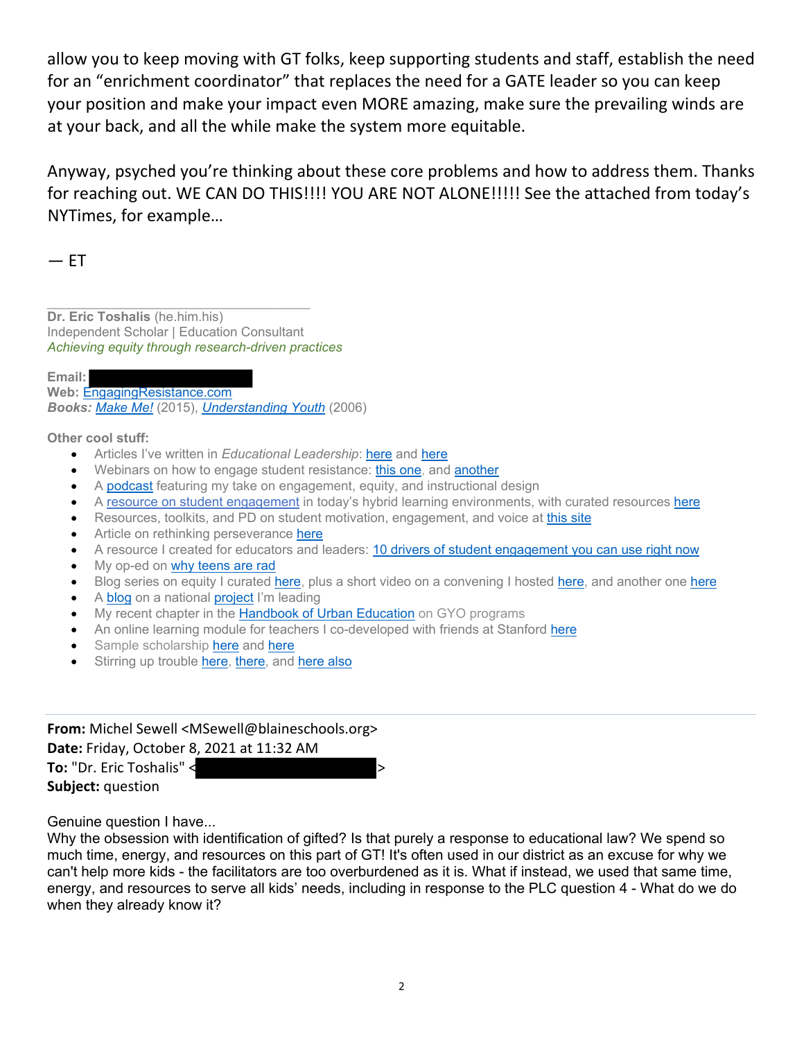allow you to keep moving with GT folks, keep supporting students and staff, establish the need for an "enrichment coordinator" that replaces the need for a GATE leader so you can keep your position and make your impact even MORE amazing, make sure the prevailing winds are at your back, and all the while make the system more equitable.

Anyway, psyched you're thinking about these core problems and how to address them. Thanks for reaching out. WE CAN DO THIS!!!! YOU ARE NOT ALONE!!!!! See the attached from today's NYTimes, for example…

— ET

**Dr. Eric Toshalis** (he.him.his)
Independent Scholar | Education Consultant
*Achieving equity through research-driven practices*

**Email:** [redacted]
**Web:** EngagingResistance.com
***Books:*** *Make Me!* (2015), *Understanding Youth* (2006)

**Other cool stuff:**

- Articles I've written in *Educational Leadership*: here and here
- Webinars on how to engage student resistance: this one, and another
- A podcast featuring my take on engagement, equity, and instructional design
- A resource on student engagement in today's hybrid learning environments, with curated resources here
- Resources, toolkits, and PD on student motivation, engagement, and voice at this site
- Article on rethinking perseverance here
- A resource I created for educators and leaders: 10 drivers of student engagement you can use right now
- My op-ed on why teens are rad
- Blog series on equity I curated here, plus a short video on a convening I hosted here, and another one here
- A blog on a national project I'm leading
- My recent chapter in the Handbook of Urban Education on GYO programs
- An online learning module for teachers I co-developed with friends at Stanford here
- Sample scholarship here and here
- Stirring up trouble here, there, and here also

---

**From:** Michel Sewell <MSewell@blaineschools.org>
**Date:** Friday, October 8, 2021 at 11:32 AM
**To:** "Dr. Eric Toshalis" <[redacted]>
**Subject:** question

Genuine question I have...
Why the obsession with identification of gifted? Is that purely a response to educational law? We spend so much time, energy, and resources on this part of GT! It's often used in our district as an excuse for why we can't help more kids - the facilitators are too overburdened as it is. What if instead, we used that same time, energy, and resources to serve all kids' needs, including in response to the PLC question 4 - What do we do when they already know it?